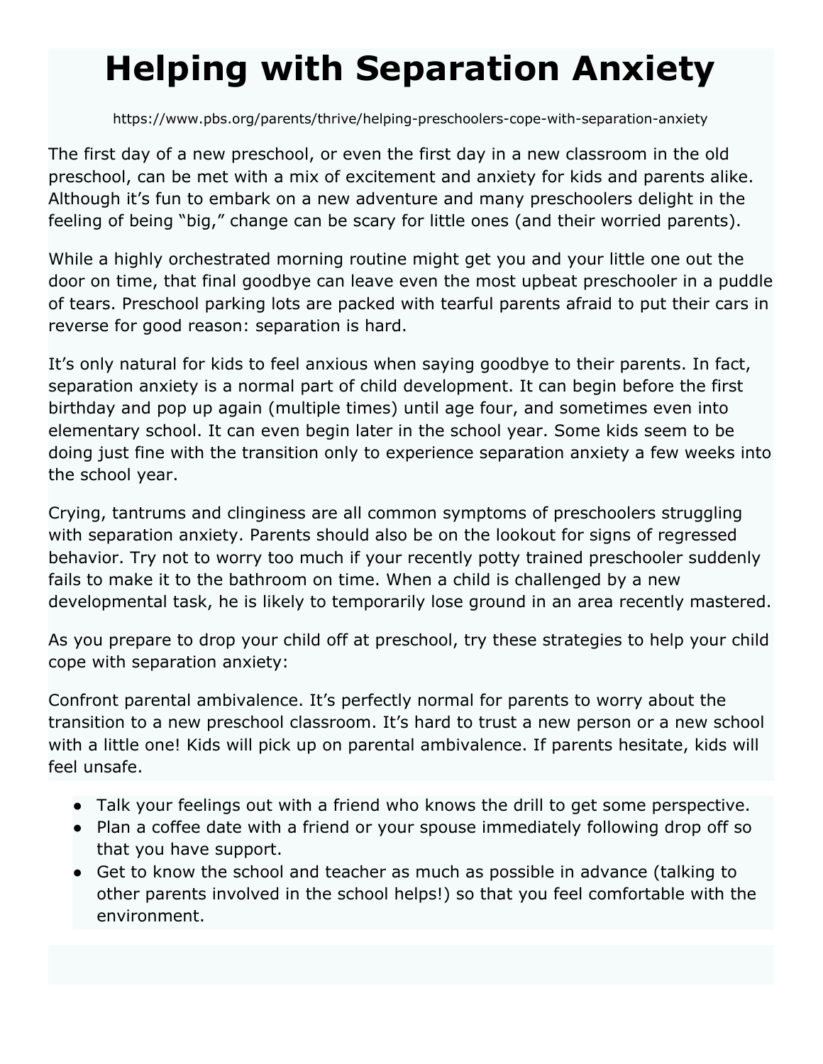# Helping with Separation Anxiety

https://www.pbs.org/parents/thrive/helping-preschoolers-cope-with-separation-anxiety

The first day of a new preschool, or even the first day in a new classroom in the old preschool, can be met with a mix of excitement and anxiety for kids and parents alike. Although it's fun to embark on a new adventure and many preschoolers delight in the feeling of being "big," change can be scary for little ones (and their worried parents).

While a highly orchestrated morning routine might get you and your little one out the door on time, that final goodbye can leave even the most upbeat preschooler in a puddle of tears. Preschool parking lots are packed with tearful parents afraid to put their cars in reverse for good reason: separation is hard.

It's only natural for kids to feel anxious when saying goodbye to their parents. In fact, separation anxiety is a normal part of child development. It can begin before the first birthday and pop up again (multiple times) until age four, and sometimes even into elementary school. It can even begin later in the school year. Some kids seem to be doing just fine with the transition only to experience separation anxiety a few weeks into the school year.

Crying, tantrums and clinginess are all common symptoms of preschoolers struggling with separation anxiety. Parents should also be on the lookout for signs of regressed behavior. Try not to worry too much if your recently potty trained preschooler suddenly fails to make it to the bathroom on time. When a child is challenged by a new developmental task, he is likely to temporarily lose ground in an area recently mastered.

As you prepare to drop your child off at preschool, try these strategies to help your child cope with separation anxiety:

Confront parental ambivalence. It's perfectly normal for parents to worry about the transition to a new preschool classroom. It's hard to trust a new person or a new school with a little one! Kids will pick up on parental ambivalence. If parents hesitate, kids will feel unsafe.

- Talk your feelings out with a friend who knows the drill to get some perspective.
- Plan a coffee date with a friend or your spouse immediately following drop off so that you have support.
- Get to know the school and teacher as much as possible in advance (talking to other parents involved in the school helps!) so that you feel comfortable with the environment.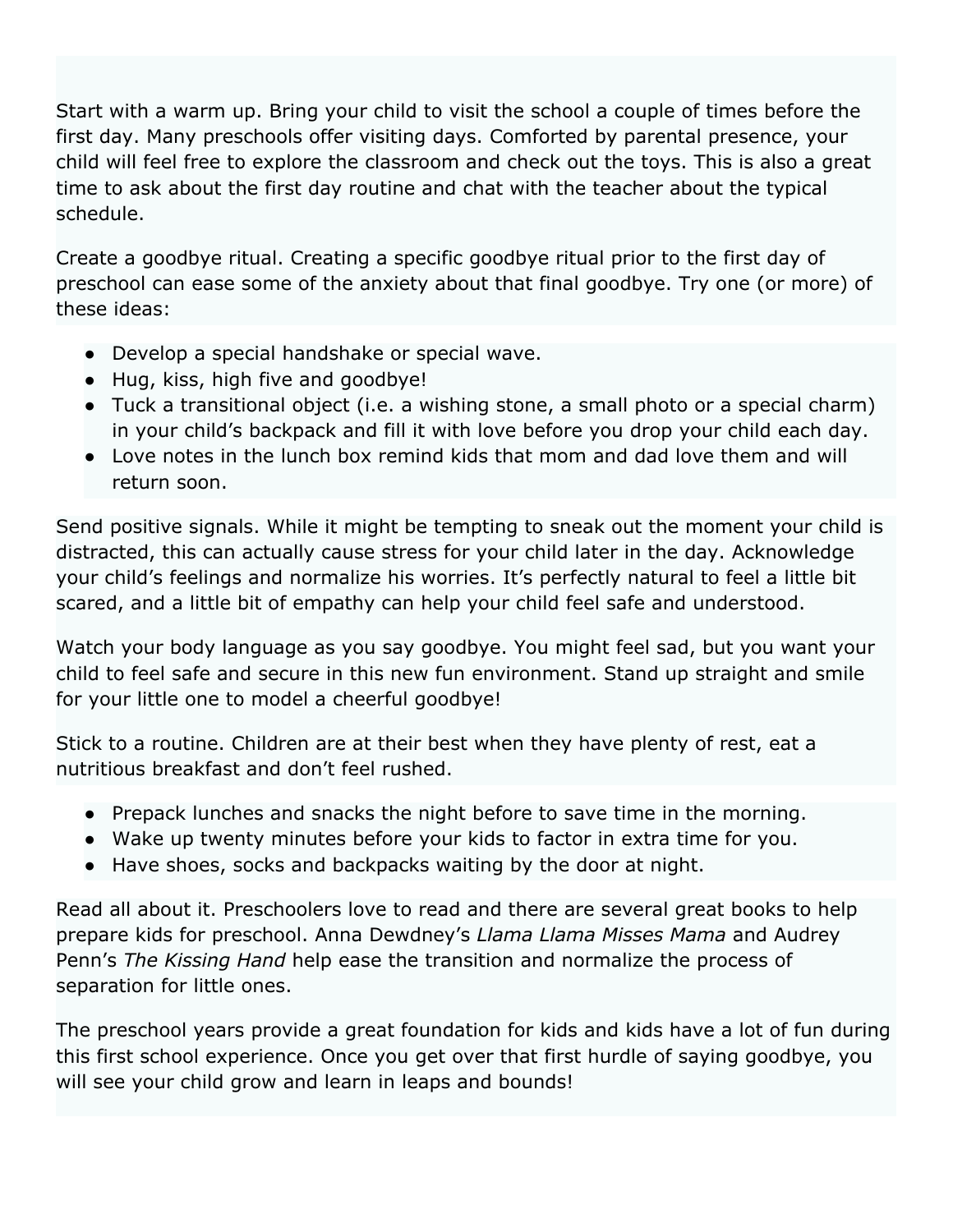Start with a warm up. Bring your child to visit the school a couple of times before the first day. Many preschools offer visiting days. Comforted by parental presence, your child will feel free to explore the classroom and check out the toys. This is also a great time to ask about the first day routine and chat with the teacher about the typical schedule.

Create a goodbye ritual. Creating a specific goodbye ritual prior to the first day of preschool can ease some of the anxiety about that final goodbye. Try one (or more) of these ideas:

- Develop a special handshake or special wave.
- Hug, kiss, high five and goodbye!
- Tuck a transitional object (i.e. a wishing stone, a small photo or a special charm) in your child's backpack and fill it with love before you drop your child each day.
- Love notes in the lunch box remind kids that mom and dad love them and will return soon.

Send positive signals. While it might be tempting to sneak out the moment your child is distracted, this can actually cause stress for your child later in the day. Acknowledge your child's feelings and normalize his worries. It's perfectly natural to feel a little bit scared, and a little bit of empathy can help your child feel safe and understood.

Watch your body language as you say goodbye. You might feel sad, but you want your child to feel safe and secure in this new fun environment. Stand up straight and smile for your little one to model a cheerful goodbye!

Stick to a routine. Children are at their best when they have plenty of rest, eat a nutritious breakfast and don't feel rushed.

- Prepack lunches and snacks the night before to save time in the morning.
- Wake up twenty minutes before your kids to factor in extra time for you.
- Have shoes, socks and backpacks waiting by the door at night.

Read all about it. Preschoolers love to read and there are several great books to help prepare kids for preschool. Anna Dewdney's *Llama Llama Misses Mama* and Audrey Penn's *The Kissing Hand* help ease the transition and normalize the process of separation for little ones.

The preschool years provide a great foundation for kids and kids have a lot of fun during this first school experience. Once you get over that first hurdle of saying goodbye, you will see your child grow and learn in leaps and bounds!